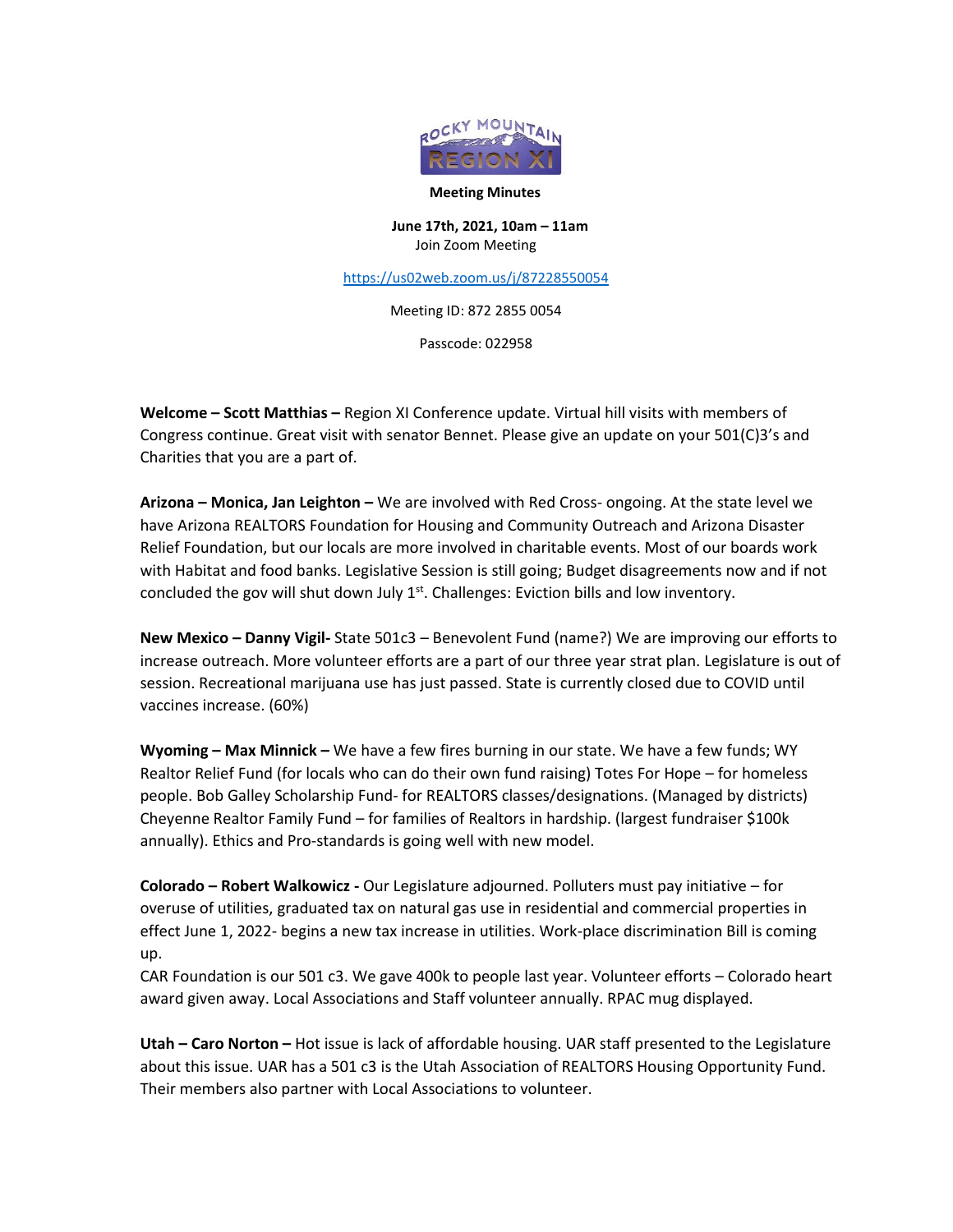**Meeting Minutes**

**June 17th, 2021, 10am – 11am**
Join Zoom Meeting

https://us02web.zoom.us/j/87228550054

Meeting ID: 872 2855 0054

Passcode: 022958

**Welcome – Scott Matthias –** Region XI Conference update. Virtual hill visits with members of Congress continue. Great visit with senator Bennet. Please give an update on your 501(C)3's and Charities that you are a part of.

**Arizona – Monica, Jan Leighton –** We are involved with Red Cross- ongoing. At the state level we have Arizona REALTORS Foundation for Housing and Community Outreach and Arizona Disaster Relief Foundation, but our locals are more involved in charitable events. Most of our boards work with Habitat and food banks. Legislative Session is still going; Budget disagreements now and if not concluded the gov will shut down July 1st. Challenges: Eviction bills and low inventory.

**New Mexico – Danny Vigil-** State 501c3 – Benevolent Fund (name?) We are improving our efforts to increase outreach. More volunteer efforts are a part of our three year strat plan. Legislature is out of session. Recreational marijuana use has just passed. State is currently closed due to COVID until vaccines increase. (60%)

**Wyoming – Max Minnick –** We have a few fires burning in our state. We have a few funds; WY Realtor Relief Fund (for locals who can do their own fund raising) Totes For Hope – for homeless people. Bob Galley Scholarship Fund- for REALTORS classes/designations. (Managed by districts) Cheyenne Realtor Family Fund – for families of Realtors in hardship. (largest fundraiser $100k annually). Ethics and Pro-standards is going well with new model.

**Colorado – Robert Walkowicz -** Our Legislature adjourned. Polluters must pay initiative – for overuse of utilities, graduated tax on natural gas use in residential and commercial properties in effect June 1, 2022- begins a new tax increase in utilities. Work-place discrimination Bill is coming up.
CAR Foundation is our 501 c3. We gave 400k to people last year. Volunteer efforts – Colorado heart award given away. Local Associations and Staff volunteer annually. RPAC mug displayed.

**Utah – Caro Norton –** Hot issue is lack of affordable housing. UAR staff presented to the Legislature about this issue. UAR has a 501 c3 is the Utah Association of REALTORS Housing Opportunity Fund. Their members also partner with Local Associations to volunteer.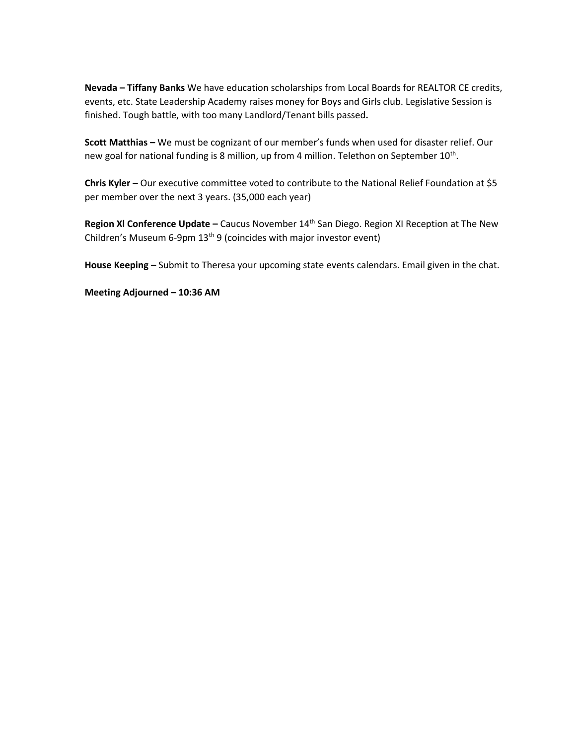**Nevada – Tiffany Banks** We have education scholarships from Local Boards for REALTOR CE credits, events, etc. State Leadership Academy raises money for Boys and Girls club. Legislative Session is finished. Tough battle, with too many Landlord/Tenant bills passed**.**

**Scott Matthias –** We must be cognizant of our member's funds when used for disaster relief. Our new goal for national funding is 8 million, up from 4 million. Telethon on September 10th.

**Chris Kyler –** Our executive committee voted to contribute to the National Relief Foundation at $5 per member over the next 3 years. (35,000 each year)

**Region Xl Conference Update –** Caucus November 14th San Diego. Region XI Reception at The New Children's Museum 6-9pm 13th 9 (coincides with major investor event)

**House Keeping –** Submit to Theresa your upcoming state events calendars. Email given in the chat.

**Meeting Adjourned – 10:36 AM**